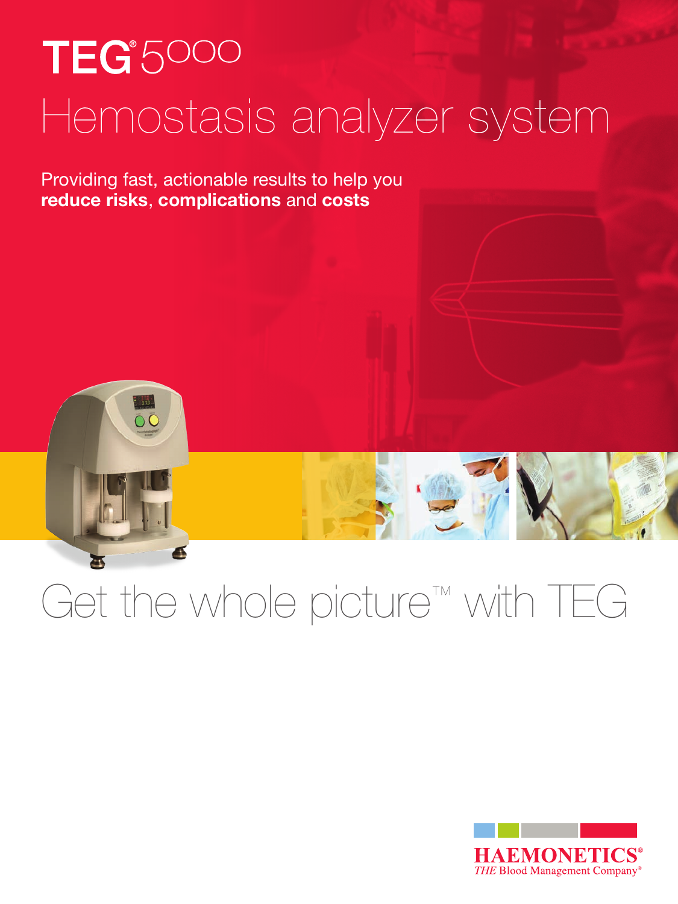# TEG® 5000

## Hemostasis analyzer system

Providing fast, actionable results to help you **reduce risks**, **complications** and **costs**

## Get the whole picture™ with TEG

HAEMONETICS®
*THE* Blood Management Company®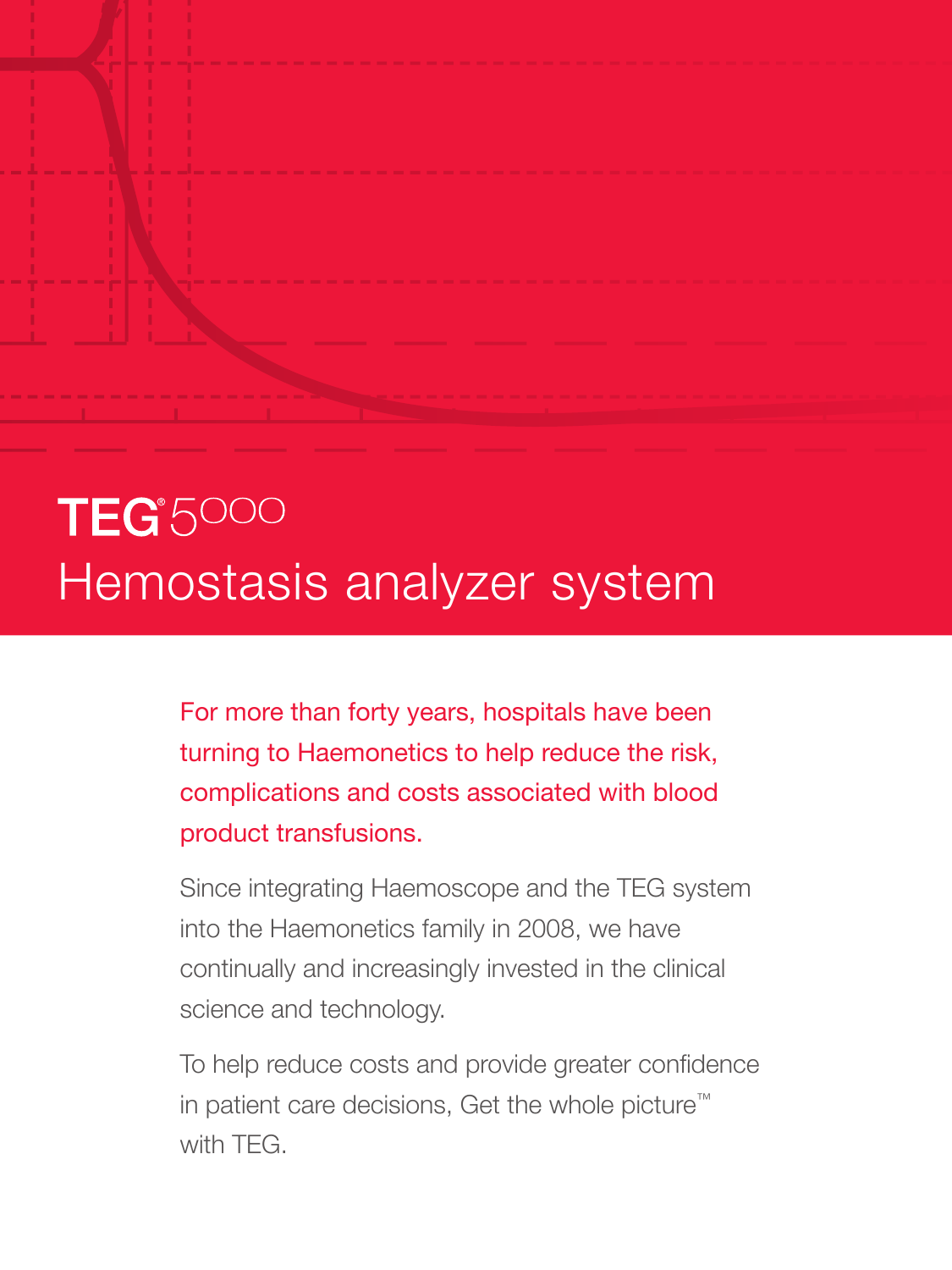# TEG® 5000 Hemostasis analyzer system

For more than forty years, hospitals have been turning to Haemonetics to help reduce the risk, complications and costs associated with blood product transfusions.

Since integrating Haemoscope and the TEG system into the Haemonetics family in 2008, we have continually and increasingly invested in the clinical science and technology.

To help reduce costs and provide greater confidence in patient care decisions, Get the whole picture™ with TEG.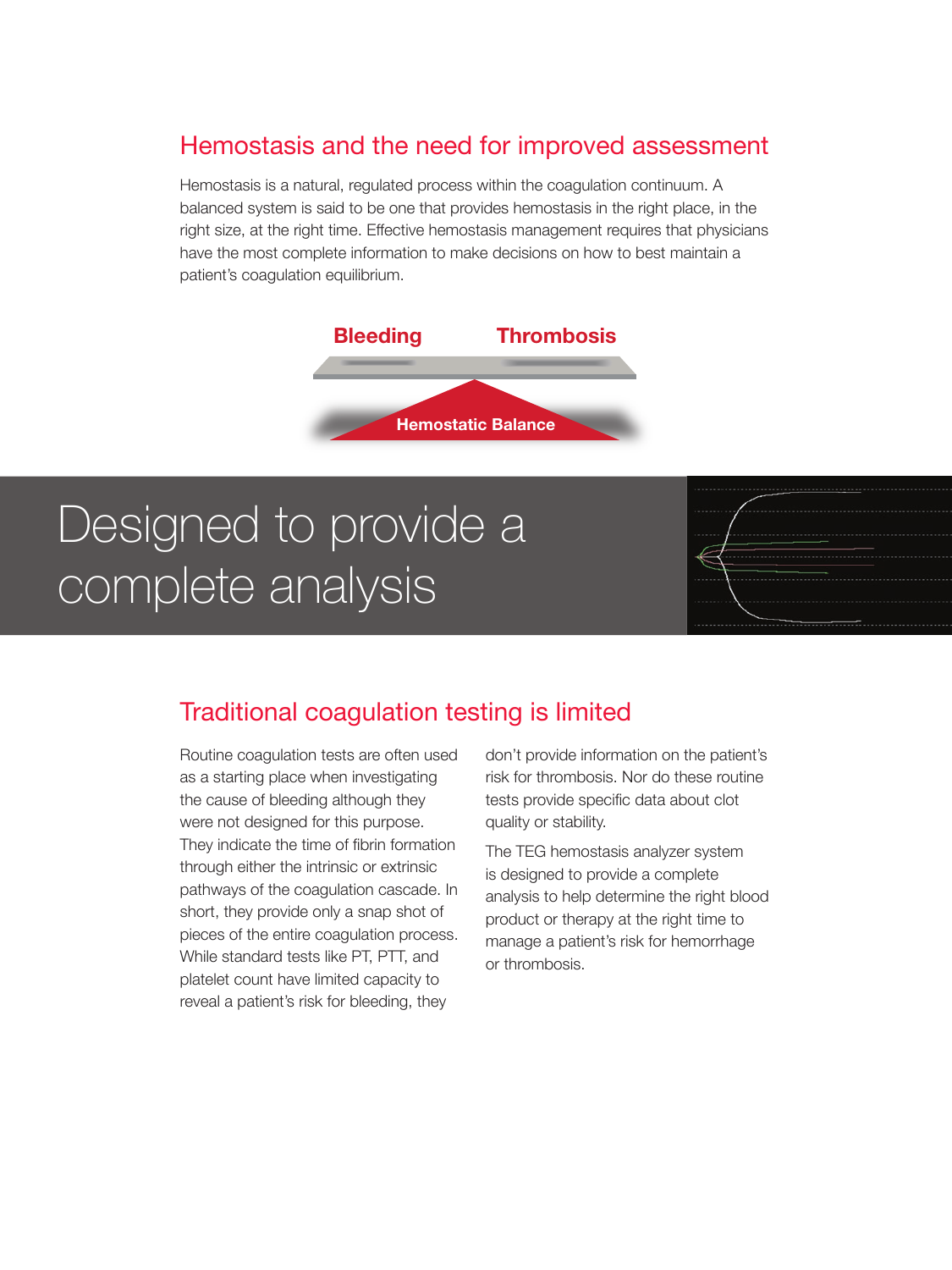## Hemostasis and the need for improved assessment

Hemostasis is a natural, regulated process within the coagulation continuum. A balanced system is said to be one that provides hemostasis in the right place, in the right size, at the right time. Effective hemostasis management requires that physicians have the most complete information to make decisions on how to best maintain a patient's coagulation equilibrium.

**Bleeding** **Thrombosis**

**Hemostatic Balance**

# Designed to provide a complete analysis

## Traditional coagulation testing is limited

Routine coagulation tests are often used as a starting place when investigating the cause of bleeding although they were not designed for this purpose. They indicate the time of fibrin formation through either the intrinsic or extrinsic pathways of the coagulation cascade. In short, they provide only a snap shot of pieces of the entire coagulation process. While standard tests like PT, PTT, and platelet count have limited capacity to reveal a patient's risk for bleeding, they don't provide information on the patient's risk for thrombosis. Nor do these routine tests provide specific data about clot quality or stability.

The TEG hemostasis analyzer system is designed to provide a complete analysis to help determine the right blood product or therapy at the right time to manage a patient's risk for hemorrhage or thrombosis.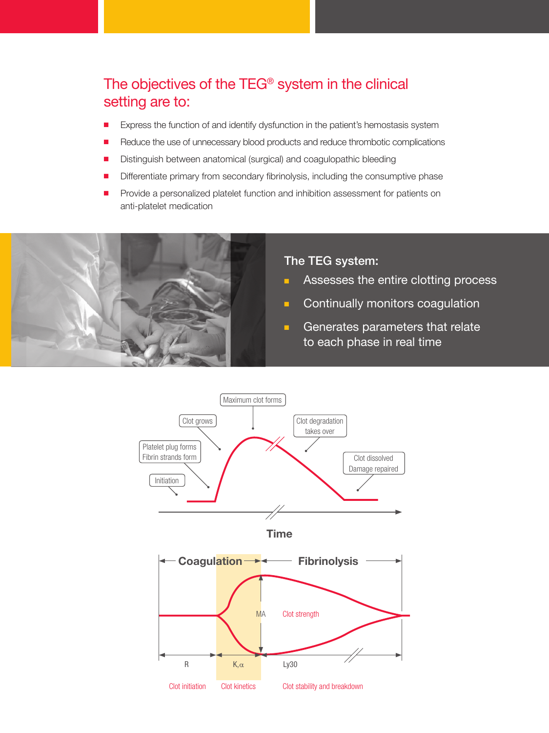## The objectives of the TEG® system in the clinical setting are to:

- Express the function of and identify dysfunction in the patient's hemostasis system
- Reduce the use of unnecessary blood products and reduce thrombotic complications
- Distinguish between anatomical (surgical) and coagulopathic bleeding
- Differentiate primary from secondary fibrinolysis, including the consumptive phase
- Provide a personalized platelet function and inhibition assessment for patients on anti-platelet medication

### The TEG system:

- Assesses the entire clotting process
- Continually monitors coagulation
- Generates parameters that relate to each phase in real time

Initiation

Platelet plug forms
Fibrin strands form

Clot grows

Maximum clot forms

Clot degradation takes over

Clot dissolved
Damage repaired

Time

Coagulation — Fibrinolysis

MA — Clot strength

R — Clot initiation

K, α — Clot kinetics

Ly30 — Clot stability and breakdown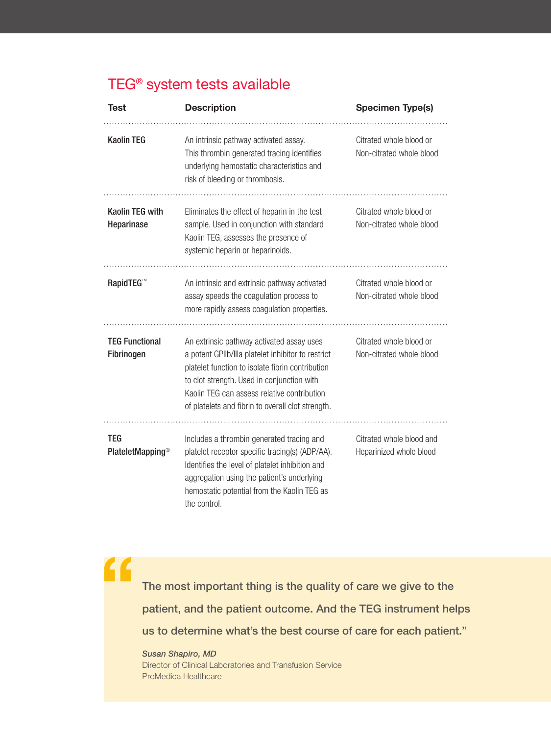## TEG® system tests available

| Test | Description | Specimen Type(s) |
|---|---|---|
| **Kaolin TEG** | An intrinsic pathway activated assay. This thrombin generated tracing identifies underlying hemostatic characteristics and risk of bleeding or thrombosis. | Citrated whole blood or Non-citrated whole blood |
| **Kaolin TEG with Heparinase** | Eliminates the effect of heparin in the test sample. Used in conjunction with standard Kaolin TEG, assesses the presence of systemic heparin or heparinoids. | Citrated whole blood or Non-citrated whole blood |
| **RapidTEG™** | An intrinsic and extrinsic pathway activated assay speeds the coagulation process to more rapidly assess coagulation properties. | Citrated whole blood or Non-citrated whole blood |
| **TEG Functional Fibrinogen** | An extrinsic pathway activated assay uses a potent GPIIb/IIIa platelet inhibitor to restrict platelet function to isolate fibrin contribution to clot strength. Used in conjunction with Kaolin TEG can assess relative contribution of platelets and fibrin to overall clot strength. | Citrated whole blood or Non-citrated whole blood |
| **TEG PlateletMapping®** | Includes a thrombin generated tracing and platelet receptor specific tracing(s) (ADP/AA). Identifies the level of platelet inhibition and aggregation using the patient's underlying hemostatic potential from the Kaolin TEG as the control. | Citrated whole blood and Heparinized whole blood |

> "The most important thing is the quality of care we give to the patient, and the patient outcome. And the TEG instrument helps us to determine what's the best course of care for each patient."
>
> *Susan Shapiro, MD*
> Director of Clinical Laboratories and Transfusion Service
> ProMedica Healthcare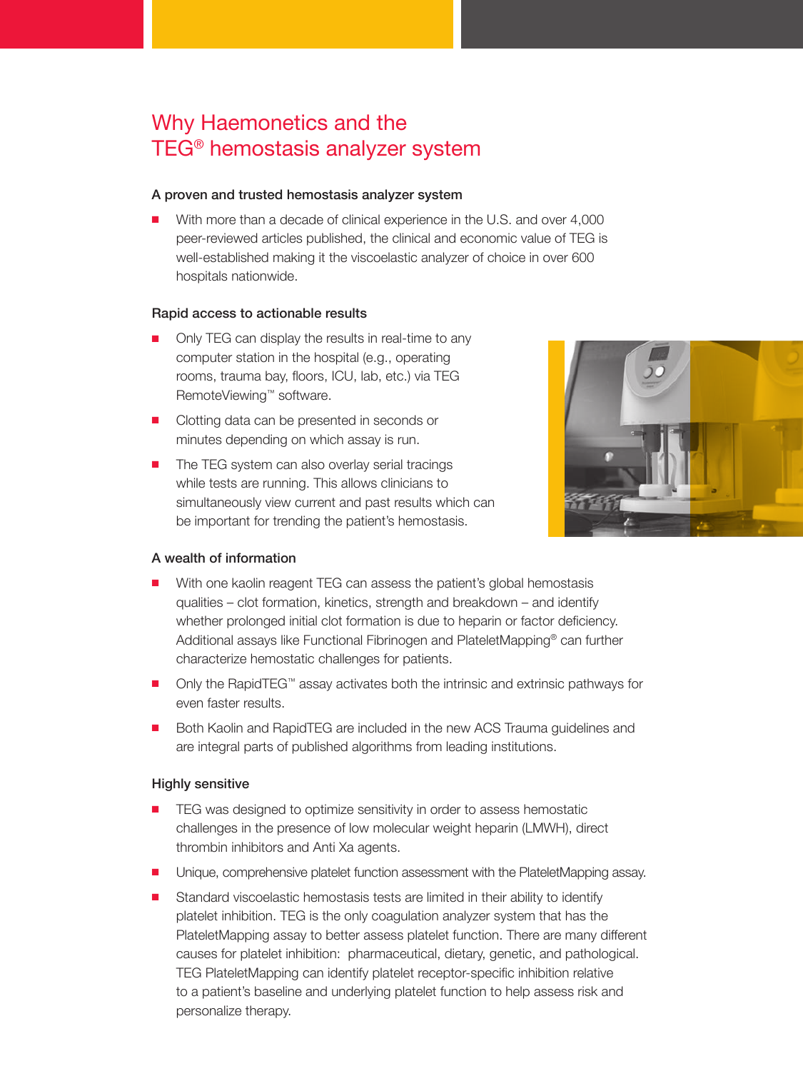# Why Haemonetics and the TEG® hemostasis analyzer system

### A proven and trusted hemostasis analyzer system

- With more than a decade of clinical experience in the U.S. and over 4,000 peer-reviewed articles published, the clinical and economic value of TEG is well-established making it the viscoelastic analyzer of choice in over 600 hospitals nationwide.

### Rapid access to actionable results

- Only TEG can display the results in real-time to any computer station in the hospital (e.g., operating rooms, trauma bay, floors, ICU, lab, etc.) via TEG RemoteViewing™ software.
- Clotting data can be presented in seconds or minutes depending on which assay is run.
- The TEG system can also overlay serial tracings while tests are running. This allows clinicians to simultaneously view current and past results which can be important for trending the patient's hemostasis.

### A wealth of information

- With one kaolin reagent TEG can assess the patient's global hemostasis qualities – clot formation, kinetics, strength and breakdown – and identify whether prolonged initial clot formation is due to heparin or factor deficiency. Additional assays like Functional Fibrinogen and PlateletMapping® can further characterize hemostatic challenges for patients.
- Only the RapidTEG™ assay activates both the intrinsic and extrinsic pathways for even faster results.
- Both Kaolin and RapidTEG are included in the new ACS Trauma guidelines and are integral parts of published algorithms from leading institutions.

### Highly sensitive

- TEG was designed to optimize sensitivity in order to assess hemostatic challenges in the presence of low molecular weight heparin (LMWH), direct thrombin inhibitors and Anti Xa agents.
- Unique, comprehensive platelet function assessment with the PlateletMapping assay.
- Standard viscoelastic hemostasis tests are limited in their ability to identify platelet inhibition. TEG is the only coagulation analyzer system that has the PlateletMapping assay to better assess platelet function. There are many different causes for platelet inhibition: pharmaceutical, dietary, genetic, and pathological. TEG PlateletMapping can identify platelet receptor-specific inhibition relative to a patient's baseline and underlying platelet function to help assess risk and personalize therapy.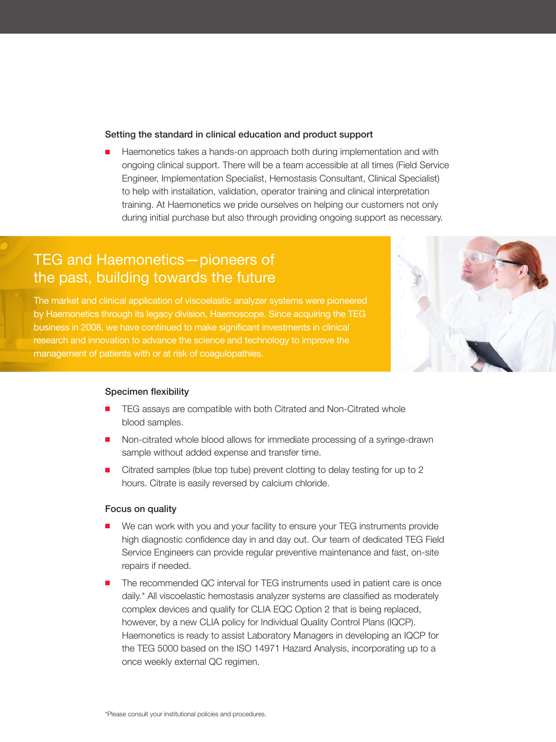### Setting the standard in clinical education and product support

- Haemonetics takes a hands-on approach both during implementation and with ongoing clinical support. There will be a team accessible at all times (Field Service Engineer, Implementation Specialist, Hemostasis Consultant, Clinical Specialist) to help with installation, validation, operator training and clinical interpretation training. At Haemonetics we pride ourselves on helping our customers not only during initial purchase but also through providing ongoing support as necessary.

## TEG and Haemonetics—pioneers of the past, building towards the future

The market and clinical application of viscoelastic analyzer systems were pioneered by Haemonetics through its legacy division, Haemoscope. Since acquiring the TEG business in 2008, we have continued to make significant investments in clinical research and innovation to advance the science and technology to improve the management of patients with or at risk of coagulopathies.

### Specimen flexibility

- TEG assays are compatible with both Citrated and Non-Citrated whole blood samples.
- Non-citrated whole blood allows for immediate processing of a syringe-drawn sample without added expense and transfer time.
- Citrated samples (blue top tube) prevent clotting to delay testing for up to 2 hours. Citrate is easily reversed by calcium chloride.

### Focus on quality

- We can work with you and your facility to ensure your TEG instruments provide high diagnostic confidence day in and day out. Our team of dedicated TEG Field Service Engineers can provide regular preventive maintenance and fast, on-site repairs if needed.
- The recommended QC interval for TEG instruments used in patient care is once daily.* All viscoelastic hemostasis analyzer systems are classified as moderately complex devices and qualify for CLIA EQC Option 2 that is being replaced, however, by a new CLIA policy for Individual Quality Control Plans (IQCP). Haemonetics is ready to assist Laboratory Managers in developing an IQCP for the TEG 5000 based on the ISO 14971 Hazard Analysis, incorporating up to a once weekly external QC regimen.

*Please consult your institutional policies and procedures.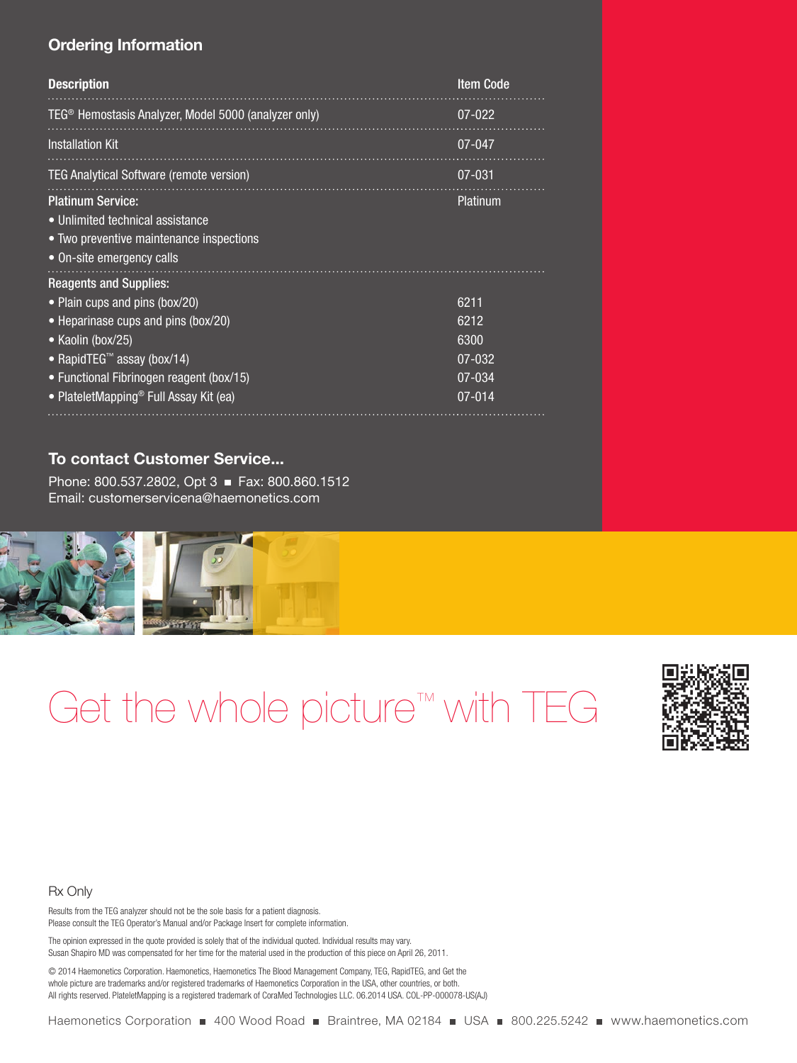## Ordering Information

| Description | Item Code |
|---|---|
| TEG® Hemostasis Analyzer, Model 5000 (analyzer only) | 07-022 |
| Installation Kit | 07-047 |
| TEG Analytical Software (remote version) | 07-031 |
| Platinum Service:<br>• Unlimited technical assistance<br>• Two preventive maintenance inspections<br>• On-site emergency calls | Platinum |
| Reagents and Supplies: | |
| • Plain cups and pins (box/20) | 6211 |
| • Heparinase cups and pins (box/20) | 6212 |
| • Kaolin (box/25) | 6300 |
| • RapidTEG™ assay (box/14) | 07-032 |
| • Functional Fibrinogen reagent (box/15) | 07-034 |
| • PlateletMapping® Full Assay Kit (ea) | 07-014 |

### To contact Customer Service...

Phone: 800.537.2802, Opt 3 ■ Fax: 800.860.1512
Email: customerservicena@haemonetics.com

# Get the whole picture™ with TEG

Rx Only

Results from the TEG analyzer should not be the sole basis for a patient diagnosis.
Please consult the TEG Operator's Manual and/or Package Insert for complete information.

The opinion expressed in the quote provided is solely that of the individual quoted. Individual results may vary.
Susan Shapiro MD was compensated for her time for the material used in the production of this piece on April 26, 2011.

© 2014 Haemonetics Corporation. Haemonetics, Haemonetics The Blood Management Company, TEG, RapidTEG, and Get the whole picture are trademarks and/or registered trademarks of Haemonetics Corporation in the USA, other countries, or both. All rights reserved. PlateletMapping is a registered trademark of CoraMed Technologies LLC. 06.2014 USA. COL-PP-000078-US(AJ)

Haemonetics Corporation ■ 400 Wood Road ■ Braintree, MA 02184 ■ USA ■ 800.225.5242 ■ www.haemonetics.com